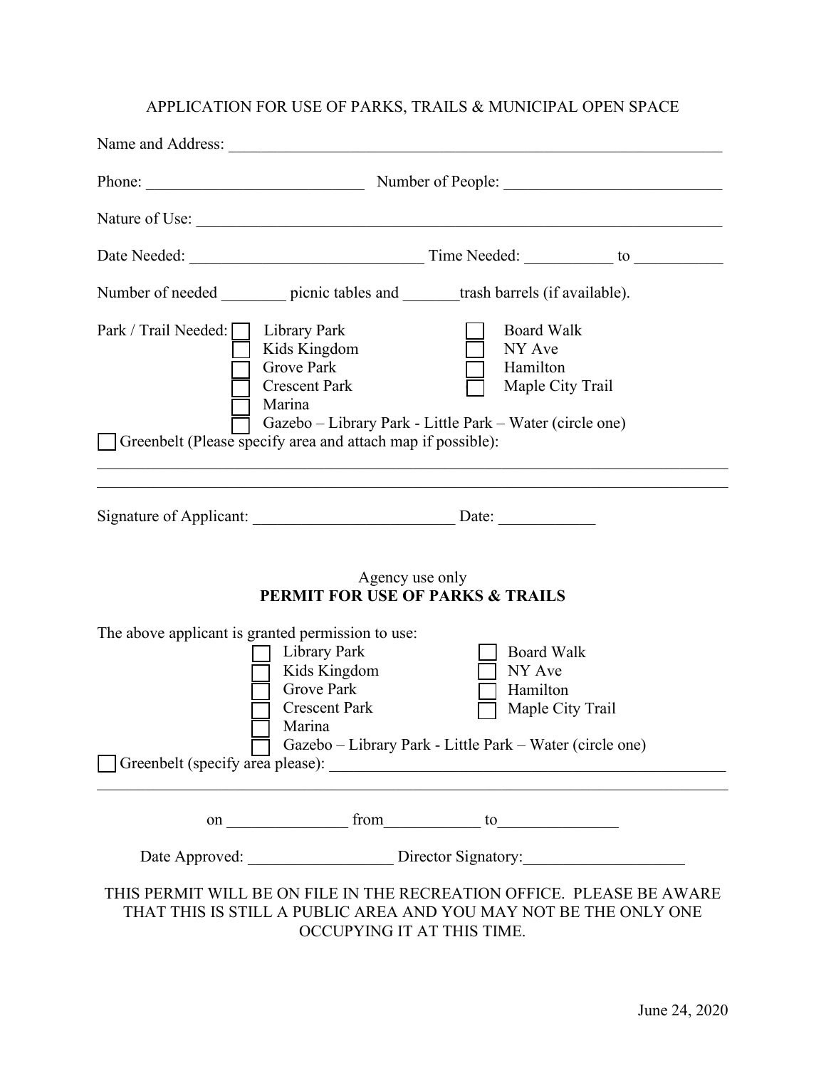# APPLICATION FOR USE OF PARKS, TRAILS & MUNICIPAL OPEN SPACE

Name and Address: ________________________________________________________________

Phone: ___________________________ Number of People: ___________________________

Nature of Use: ___________________________________________________________________

Date Needed: ______________________________ Time Needed: ___________ to ___________

Number of needed ________ picnic tables and _______trash barrels (if available).

Park / Trail Needed:

- ☐ Library Park
- ☐ Kids Kingdom
- ☐ Grove Park
- ☐ Crescent Park
- ☐ Marina
- ☐ Gazebo – Library Park - Little Park – Water (circle one)
- ☐ Board Walk
- ☐ NY Ave
- ☐ Hamilton
- ☐ Maple City Trail

☐ Greenbelt (Please specify area and attach map if possible):

_________________________________________________________________________________

_________________________________________________________________________________

Signature of Applicant: _________________________ Date: ____________

Agency use only

**PERMIT FOR USE OF PARKS & TRAILS**

The above applicant is granted permission to use:

- ☐ Library Park
- ☐ Kids Kingdom
- ☐ Grove Park
- ☐ Crescent Park
- ☐ Marina
- ☐ Gazebo – Library Park - Little Park – Water (circle one)
- ☐ Board Walk
- ☐ NY Ave
- ☐ Hamilton
- ☐ Maple City Trail

☐ Greenbelt (specify area please): _________________________________________________

_________________________________________________________________________________

on _______________ from____________ to_______________

Date Approved: __________________ Director Signatory:____________________

THIS PERMIT WILL BE ON FILE IN THE RECREATION OFFICE. PLEASE BE AWARE THAT THIS IS STILL A PUBLIC AREA AND YOU MAY NOT BE THE ONLY ONE OCCUPYING IT AT THIS TIME.

June 24, 2020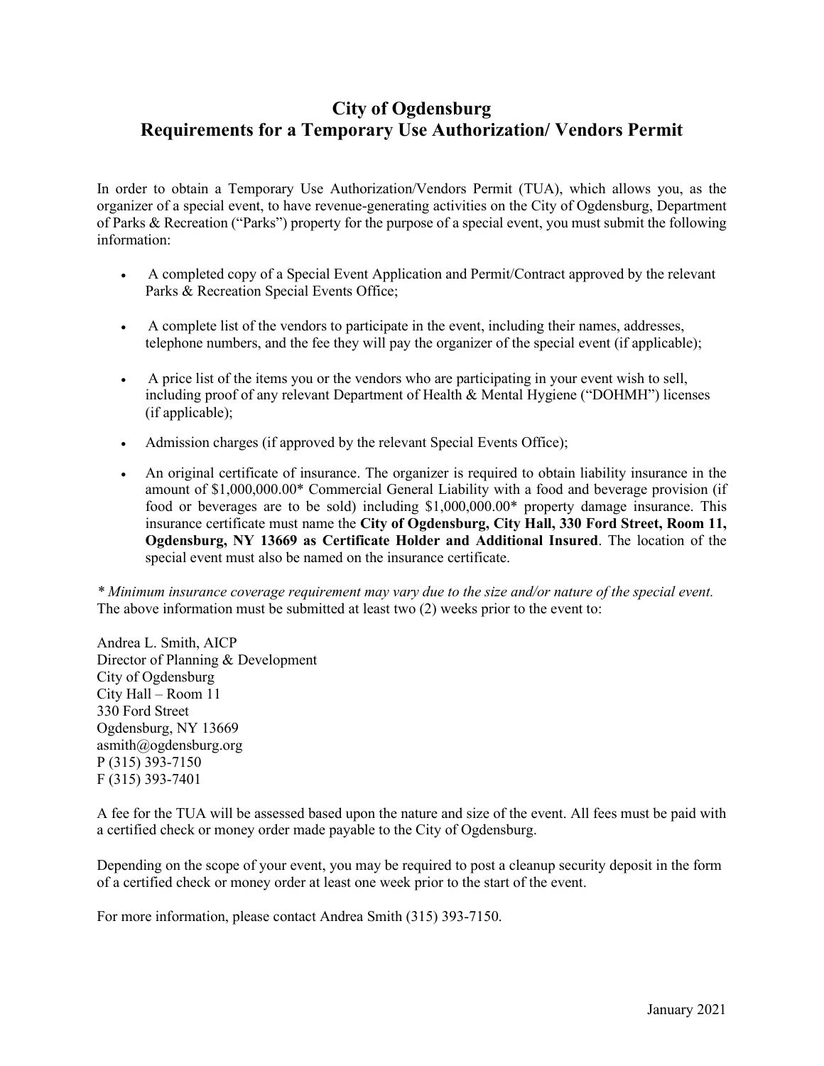# City of Ogdensburg
## Requirements for a Temporary Use Authorization/ Vendors Permit

In order to obtain a Temporary Use Authorization/Vendors Permit (TUA), which allows you, as the organizer of a special event, to have revenue-generating activities on the City of Ogdensburg, Department of Parks & Recreation ("Parks") property for the purpose of a special event, you must submit the following information:

- A completed copy of a Special Event Application and Permit/Contract approved by the relevant Parks & Recreation Special Events Office;
- A complete list of the vendors to participate in the event, including their names, addresses, telephone numbers, and the fee they will pay the organizer of the special event (if applicable);
- A price list of the items you or the vendors who are participating in your event wish to sell, including proof of any relevant Department of Health & Mental Hygiene ("DOHMH") licenses (if applicable);
- Admission charges (if approved by the relevant Special Events Office);
- An original certificate of insurance. The organizer is required to obtain liability insurance in the amount of $1,000,000.00* Commercial General Liability with a food and beverage provision (if food or beverages are to be sold) including $1,000,000.00* property damage insurance. This insurance certificate must name the **City of Ogdensburg, City Hall, 330 Ford Street, Room 11, Ogdensburg, NY 13669 as Certificate Holder and Additional Insured**. The location of the special event must also be named on the insurance certificate.

*\* Minimum insurance coverage requirement may vary due to the size and/or nature of the special event.*
The above information must be submitted at least two (2) weeks prior to the event to:

Andrea L. Smith, AICP
Director of Planning & Development
City of Ogdensburg
City Hall – Room 11
330 Ford Street
Ogdensburg, NY 13669
asmith@ogdensburg.org
P (315) 393-7150
F (315) 393-7401

A fee for the TUA will be assessed based upon the nature and size of the event. All fees must be paid with a certified check or money order made payable to the City of Ogdensburg.

Depending on the scope of your event, you may be required to post a cleanup security deposit in the form of a certified check or money order at least one week prior to the start of the event.

For more information, please contact Andrea Smith (315) 393-7150.

January 2021